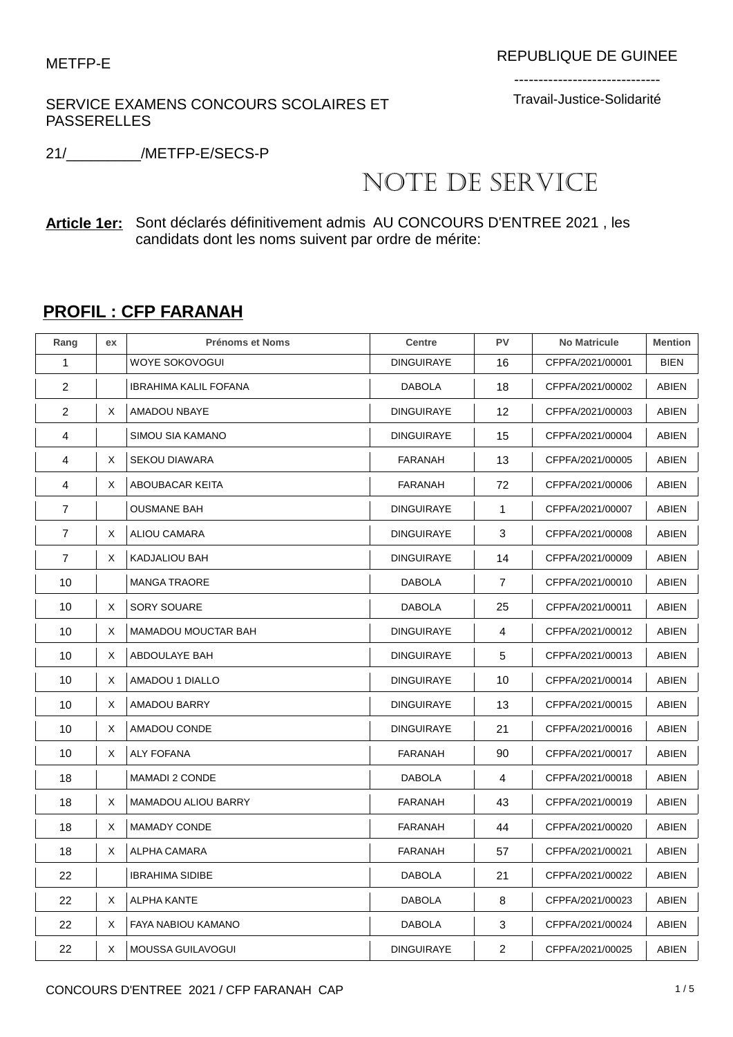METFP-E

REPUBLIQUE DE GUINEE

------------------------------

Travail-Justice-Solidarité

SERVICE EXAMENS CONCOURS SCOLAIRES ET PASSERELLES

21/_________/METFP-E/SECS-P

# NOTE DE SERVICE

**Article 1er:** Sont déclarés définitivement admis AU CONCOURS D'ENTREE 2021 , les candidats dont les noms suivent par ordre de mérite:

## PROFIL : CFP FARANAH

| Rang | ex | Prénoms et Noms | Centre | PV | No Matricule | Mention |
|---|---|---|---|---|---|---|
| 1 | | WOYE SOKOVOGUI | DINGUIRAYE | 16 | CFPFA/2021/00001 | BIEN |
| 2 | | IBRAHIMA KALIL FOFANA | DABOLA | 18 | CFPFA/2021/00002 | ABIEN |
| 2 | X | AMADOU NBAYE | DINGUIRAYE | 12 | CFPFA/2021/00003 | ABIEN |
| 4 | | SIMOU SIA KAMANO | DINGUIRAYE | 15 | CFPFA/2021/00004 | ABIEN |
| 4 | X | SEKOU DIAWARA | FARANAH | 13 | CFPFA/2021/00005 | ABIEN |
| 4 | X | ABOUBACAR KEITA | FARANAH | 72 | CFPFA/2021/00006 | ABIEN |
| 7 | | OUSMANE BAH | DINGUIRAYE | 1 | CFPFA/2021/00007 | ABIEN |
| 7 | X | ALIOU CAMARA | DINGUIRAYE | 3 | CFPFA/2021/00008 | ABIEN |
| 7 | X | KADJALIOU BAH | DINGUIRAYE | 14 | CFPFA/2021/00009 | ABIEN |
| 10 | | MANGA TRAORE | DABOLA | 7 | CFPFA/2021/00010 | ABIEN |
| 10 | X | SORY SOUARE | DABOLA | 25 | CFPFA/2021/00011 | ABIEN |
| 10 | X | MAMADOU MOUCTAR BAH | DINGUIRAYE | 4 | CFPFA/2021/00012 | ABIEN |
| 10 | X | ABDOULAYE BAH | DINGUIRAYE | 5 | CFPFA/2021/00013 | ABIEN |
| 10 | X | AMADOU 1 DIALLO | DINGUIRAYE | 10 | CFPFA/2021/00014 | ABIEN |
| 10 | X | AMADOU BARRY | DINGUIRAYE | 13 | CFPFA/2021/00015 | ABIEN |
| 10 | X | AMADOU CONDE | DINGUIRAYE | 21 | CFPFA/2021/00016 | ABIEN |
| 10 | X | ALY FOFANA | FARANAH | 90 | CFPFA/2021/00017 | ABIEN |
| 18 | | MAMADI 2 CONDE | DABOLA | 4 | CFPFA/2021/00018 | ABIEN |
| 18 | X | MAMADOU ALIOU BARRY | FARANAH | 43 | CFPFA/2021/00019 | ABIEN |
| 18 | X | MAMADY CONDE | FARANAH | 44 | CFPFA/2021/00020 | ABIEN |
| 18 | X | ALPHA CAMARA | FARANAH | 57 | CFPFA/2021/00021 | ABIEN |
| 22 | | IBRAHIMA SIDIBE | DABOLA | 21 | CFPFA/2021/00022 | ABIEN |
| 22 | X | ALPHA KANTE | DABOLA | 8 | CFPFA/2021/00023 | ABIEN |
| 22 | X | FAYA NABIOU KAMANO | DABOLA | 3 | CFPFA/2021/00024 | ABIEN |
| 22 | X | MOUSSA GUILAVOGUI | DINGUIRAYE | 2 | CFPFA/2021/00025 | ABIEN |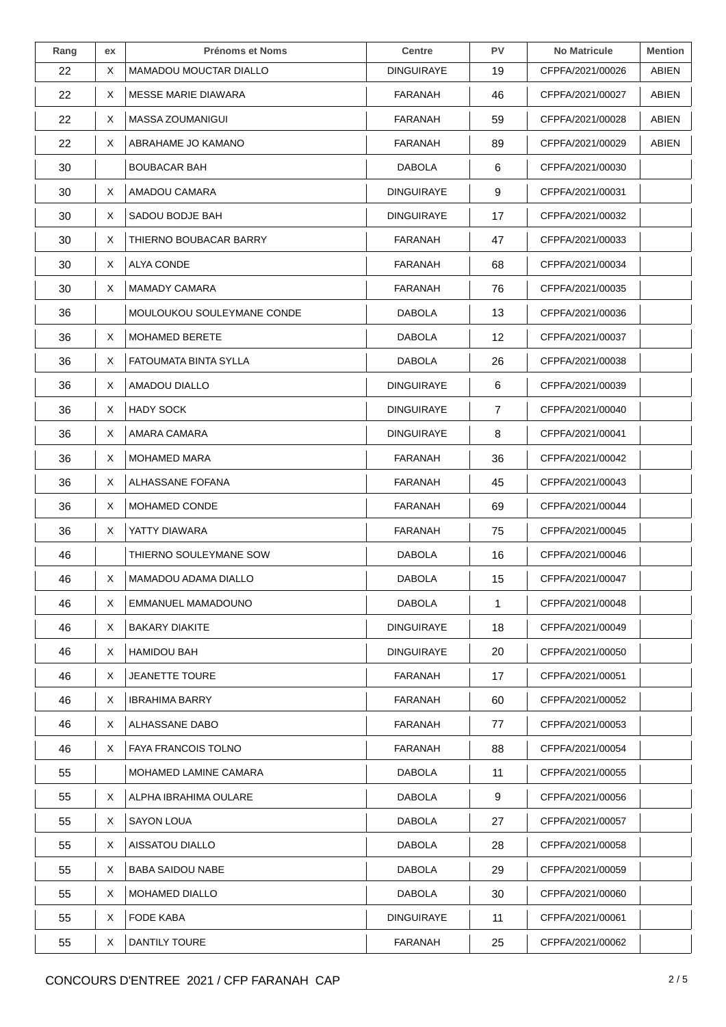| Rang | ex | Prénoms et Noms | Centre | PV | No Matricule | Mention |
|---|---|---|---|---|---|---|
| 22 | X | MAMADOU MOUCTAR DIALLO | DINGUIRAYE | 19 | CFPFA/2021/00026 | ABIEN |
| 22 | X | MESSE MARIE DIAWARA | FARANAH | 46 | CFPFA/2021/00027 | ABIEN |
| 22 | X | MASSA ZOUMANIGUI | FARANAH | 59 | CFPFA/2021/00028 | ABIEN |
| 22 | X | ABRAHAME JO KAMANO | FARANAH | 89 | CFPFA/2021/00029 | ABIEN |
| 30 | | BOUBACAR BAH | DABOLA | 6 | CFPFA/2021/00030 | |
| 30 | X | AMADOU CAMARA | DINGUIRAYE | 9 | CFPFA/2021/00031 | |
| 30 | X | SADOU BODJE BAH | DINGUIRAYE | 17 | CFPFA/2021/00032 | |
| 30 | X | THIERNO BOUBACAR BARRY | FARANAH | 47 | CFPFA/2021/00033 | |
| 30 | X | ALYA CONDE | FARANAH | 68 | CFPFA/2021/00034 | |
| 30 | X | MAMADY CAMARA | FARANAH | 76 | CFPFA/2021/00035 | |
| 36 | | MOULOUKOU SOULEYMANE CONDE | DABOLA | 13 | CFPFA/2021/00036 | |
| 36 | X | MOHAMED BERETE | DABOLA | 12 | CFPFA/2021/00037 | |
| 36 | X | FATOUMATA BINTA SYLLA | DABOLA | 26 | CFPFA/2021/00038 | |
| 36 | X | AMADOU DIALLO | DINGUIRAYE | 6 | CFPFA/2021/00039 | |
| 36 | X | HADY SOCK | DINGUIRAYE | 7 | CFPFA/2021/00040 | |
| 36 | X | AMARA CAMARA | DINGUIRAYE | 8 | CFPFA/2021/00041 | |
| 36 | X | MOHAMED MARA | FARANAH | 36 | CFPFA/2021/00042 | |
| 36 | X | ALHASSANE FOFANA | FARANAH | 45 | CFPFA/2021/00043 | |
| 36 | X | MOHAMED CONDE | FARANAH | 69 | CFPFA/2021/00044 | |
| 36 | X | YATTY DIAWARA | FARANAH | 75 | CFPFA/2021/00045 | |
| 46 | | THIERNO SOULEYMANE SOW | DABOLA | 16 | CFPFA/2021/00046 | |
| 46 | X | MAMADOU ADAMA DIALLO | DABOLA | 15 | CFPFA/2021/00047 | |
| 46 | X | EMMANUEL MAMADOUNO | DABOLA | 1 | CFPFA/2021/00048 | |
| 46 | X | BAKARY DIAKITE | DINGUIRAYE | 18 | CFPFA/2021/00049 | |
| 46 | X | HAMIDOU BAH | DINGUIRAYE | 20 | CFPFA/2021/00050 | |
| 46 | X | JEANETTE TOURE | FARANAH | 17 | CFPFA/2021/00051 | |
| 46 | X | IBRAHIMA BARRY | FARANAH | 60 | CFPFA/2021/00052 | |
| 46 | X | ALHASSANE DABO | FARANAH | 77 | CFPFA/2021/00053 | |
| 46 | X | FAYA FRANCOIS TOLNO | FARANAH | 88 | CFPFA/2021/00054 | |
| 55 | | MOHAMED LAMINE CAMARA | DABOLA | 11 | CFPFA/2021/00055 | |
| 55 | X | ALPHA IBRAHIMA OULARE | DABOLA | 9 | CFPFA/2021/00056 | |
| 55 | X | SAYON LOUA | DABOLA | 27 | CFPFA/2021/00057 | |
| 55 | X | AISSATOU DIALLO | DABOLA | 28 | CFPFA/2021/00058 | |
| 55 | X | BABA SAIDOU NABE | DABOLA | 29 | CFPFA/2021/00059 | |
| 55 | X | MOHAMED DIALLO | DABOLA | 30 | CFPFA/2021/00060 | |
| 55 | X | FODE KABA | DINGUIRAYE | 11 | CFPFA/2021/00061 | |
| 55 | X | DANTILY TOURE | FARANAH | 25 | CFPFA/2021/00062 | |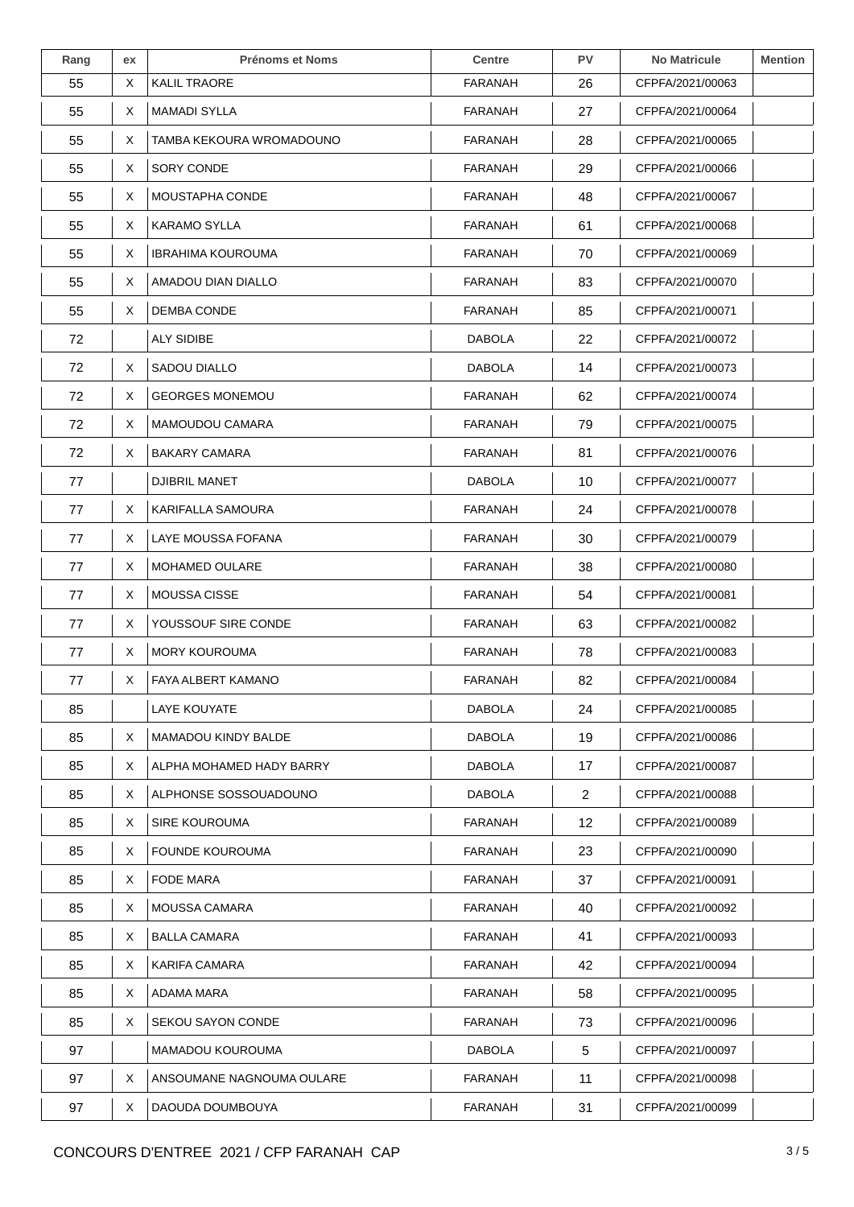| Rang | ex | Prénoms et Noms | Centre | PV | No Matricule | Mention |
|---|---|---|---|---|---|---|
| 55 | X | KALIL TRAORE | FARANAH | 26 | CFPFA/2021/00063 | |
| 55 | X | MAMADI SYLLA | FARANAH | 27 | CFPFA/2021/00064 | |
| 55 | X | TAMBA KEKOURA WROMADOUNO | FARANAH | 28 | CFPFA/2021/00065 | |
| 55 | X | SORY CONDE | FARANAH | 29 | CFPFA/2021/00066 | |
| 55 | X | MOUSTAPHA CONDE | FARANAH | 48 | CFPFA/2021/00067 | |
| 55 | X | KARAMO SYLLA | FARANAH | 61 | CFPFA/2021/00068 | |
| 55 | X | IBRAHIMA KOUROUMA | FARANAH | 70 | CFPFA/2021/00069 | |
| 55 | X | AMADOU DIAN DIALLO | FARANAH | 83 | CFPFA/2021/00070 | |
| 55 | X | DEMBA CONDE | FARANAH | 85 | CFPFA/2021/00071 | |
| 72 | | ALY SIDIBE | DABOLA | 22 | CFPFA/2021/00072 | |
| 72 | X | SADOU DIALLO | DABOLA | 14 | CFPFA/2021/00073 | |
| 72 | X | GEORGES MONEMOU | FARANAH | 62 | CFPFA/2021/00074 | |
| 72 | X | MAMOUDOU CAMARA | FARANAH | 79 | CFPFA/2021/00075 | |
| 72 | X | BAKARY CAMARA | FARANAH | 81 | CFPFA/2021/00076 | |
| 77 | | DJIBRIL MANET | DABOLA | 10 | CFPFA/2021/00077 | |
| 77 | X | KARIFALLA SAMOURA | FARANAH | 24 | CFPFA/2021/00078 | |
| 77 | X | LAYE MOUSSA FOFANA | FARANAH | 30 | CFPFA/2021/00079 | |
| 77 | X | MOHAMED OULARE | FARANAH | 38 | CFPFA/2021/00080 | |
| 77 | X | MOUSSA CISSE | FARANAH | 54 | CFPFA/2021/00081 | |
| 77 | X | YOUSSOUF SIRE CONDE | FARANAH | 63 | CFPFA/2021/00082 | |
| 77 | X | MORY KOUROUMA | FARANAH | 78 | CFPFA/2021/00083 | |
| 77 | X | FAYA ALBERT KAMANO | FARANAH | 82 | CFPFA/2021/00084 | |
| 85 | | LAYE KOUYATE | DABOLA | 24 | CFPFA/2021/00085 | |
| 85 | X | MAMADOU KINDY BALDE | DABOLA | 19 | CFPFA/2021/00086 | |
| 85 | X | ALPHA MOHAMED HADY BARRY | DABOLA | 17 | CFPFA/2021/00087 | |
| 85 | X | ALPHONSE SOSSOUADOUNO | DABOLA | 2 | CFPFA/2021/00088 | |
| 85 | X | SIRE KOUROUMA | FARANAH | 12 | CFPFA/2021/00089 | |
| 85 | X | FOUNDE KOUROUMA | FARANAH | 23 | CFPFA/2021/00090 | |
| 85 | X | FODE MARA | FARANAH | 37 | CFPFA/2021/00091 | |
| 85 | X | MOUSSA CAMARA | FARANAH | 40 | CFPFA/2021/00092 | |
| 85 | X | BALLA CAMARA | FARANAH | 41 | CFPFA/2021/00093 | |
| 85 | X | KARIFA CAMARA | FARANAH | 42 | CFPFA/2021/00094 | |
| 85 | X | ADAMA MARA | FARANAH | 58 | CFPFA/2021/00095 | |
| 85 | X | SEKOU SAYON CONDE | FARANAH | 73 | CFPFA/2021/00096 | |
| 97 | | MAMADOU KOUROUMA | DABOLA | 5 | CFPFA/2021/00097 | |
| 97 | X | ANSOUMANE NAGNOUMA OULARE | FARANAH | 11 | CFPFA/2021/00098 | |
| 97 | X | DAOUDA DOUMBOUYA | FARANAH | 31 | CFPFA/2021/00099 | |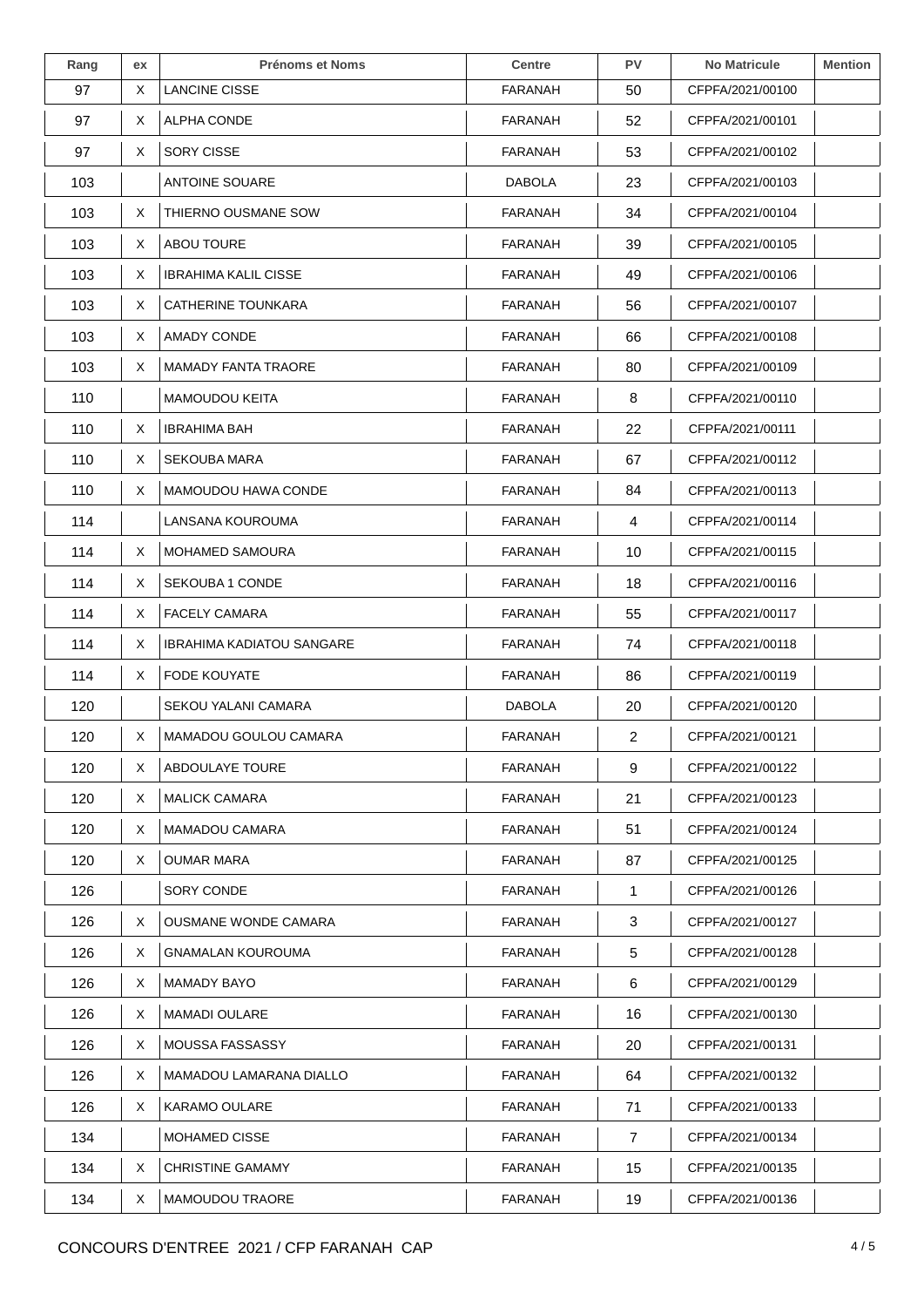| Rang | ex | Prénoms et Noms | Centre | PV | No Matricule | Mention |
|---|---|---|---|---|---|---|
| 97 | X | LANCINE CISSE | FARANAH | 50 | CFPFA/2021/00100 | |
| 97 | X | ALPHA CONDE | FARANAH | 52 | CFPFA/2021/00101 | |
| 97 | X | SORY CISSE | FARANAH | 53 | CFPFA/2021/00102 | |
| 103 | | ANTOINE SOUARE | DABOLA | 23 | CFPFA/2021/00103 | |
| 103 | X | THIERNO OUSMANE SOW | FARANAH | 34 | CFPFA/2021/00104 | |
| 103 | X | ABOU TOURE | FARANAH | 39 | CFPFA/2021/00105 | |
| 103 | X | IBRAHIMA KALIL CISSE | FARANAH | 49 | CFPFA/2021/00106 | |
| 103 | X | CATHERINE TOUNKARA | FARANAH | 56 | CFPFA/2021/00107 | |
| 103 | X | AMADY CONDE | FARANAH | 66 | CFPFA/2021/00108 | |
| 103 | X | MAMADY FANTA TRAORE | FARANAH | 80 | CFPFA/2021/00109 | |
| 110 | | MAMOUDOU KEITA | FARANAH | 8 | CFPFA/2021/00110 | |
| 110 | X | IBRAHIMA BAH | FARANAH | 22 | CFPFA/2021/00111 | |
| 110 | X | SEKOUBA MARA | FARANAH | 67 | CFPFA/2021/00112 | |
| 110 | X | MAMOUDOU HAWA CONDE | FARANAH | 84 | CFPFA/2021/00113 | |
| 114 | | LANSANA KOUROUMA | FARANAH | 4 | CFPFA/2021/00114 | |
| 114 | X | MOHAMED SAMOURA | FARANAH | 10 | CFPFA/2021/00115 | |
| 114 | X | SEKOUBA 1 CONDE | FARANAH | 18 | CFPFA/2021/00116 | |
| 114 | X | FACELY CAMARA | FARANAH | 55 | CFPFA/2021/00117 | |
| 114 | X | IBRAHIMA KADIATOU SANGARE | FARANAH | 74 | CFPFA/2021/00118 | |
| 114 | X | FODE KOUYATE | FARANAH | 86 | CFPFA/2021/00119 | |
| 120 | | SEKOU YALANI CAMARA | DABOLA | 20 | CFPFA/2021/00120 | |
| 120 | X | MAMADOU GOULOU CAMARA | FARANAH | 2 | CFPFA/2021/00121 | |
| 120 | X | ABDOULAYE TOURE | FARANAH | 9 | CFPFA/2021/00122 | |
| 120 | X | MALICK CAMARA | FARANAH | 21 | CFPFA/2021/00123 | |
| 120 | X | MAMADOU CAMARA | FARANAH | 51 | CFPFA/2021/00124 | |
| 120 | X | OUMAR MARA | FARANAH | 87 | CFPFA/2021/00125 | |
| 126 | | SORY CONDE | FARANAH | 1 | CFPFA/2021/00126 | |
| 126 | X | OUSMANE WONDE CAMARA | FARANAH | 3 | CFPFA/2021/00127 | |
| 126 | X | GNAMALAN KOUROUMA | FARANAH | 5 | CFPFA/2021/00128 | |
| 126 | X | MAMADY BAYO | FARANAH | 6 | CFPFA/2021/00129 | |
| 126 | X | MAMADI OULARE | FARANAH | 16 | CFPFA/2021/00130 | |
| 126 | X | MOUSSA FASSASSY | FARANAH | 20 | CFPFA/2021/00131 | |
| 126 | X | MAMADOU LAMARANA DIALLO | FARANAH | 64 | CFPFA/2021/00132 | |
| 126 | X | KARAMO OULARE | FARANAH | 71 | CFPFA/2021/00133 | |
| 134 | | MOHAMED CISSE | FARANAH | 7 | CFPFA/2021/00134 | |
| 134 | X | CHRISTINE GAMAMY | FARANAH | 15 | CFPFA/2021/00135 | |
| 134 | X | MAMOUDOU TRAORE | FARANAH | 19 | CFPFA/2021/00136 | |

CONCOURS D'ENTREE 2021 / CFP FARANAH CAP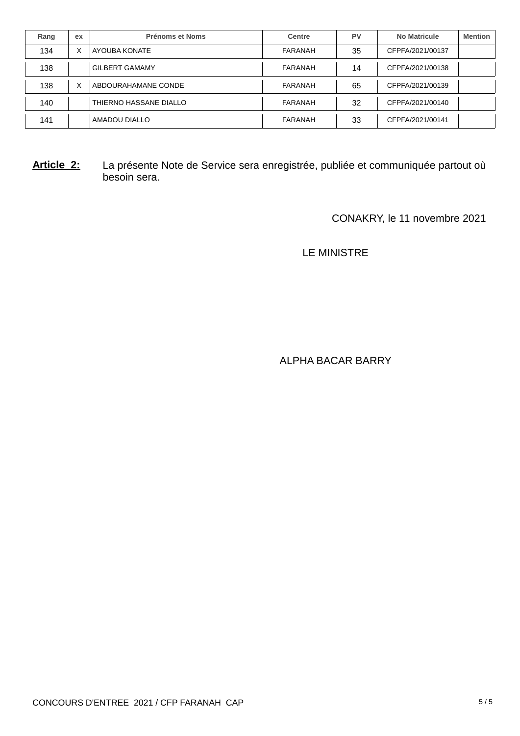| Rang | ex | Prénoms et Noms | Centre | PV | No Matricule | Mention |
|---|---|---|---|---|---|---|
| 134 | X | AYOUBA KONATE | FARANAH | 35 | CFPFA/2021/00137 | |
| 138 | | GILBERT GAMAMY | FARANAH | 14 | CFPFA/2021/00138 | |
| 138 | X | ABDOURAHAMANE CONDE | FARANAH | 65 | CFPFA/2021/00139 | |
| 140 | | THIERNO HASSANE DIALLO | FARANAH | 32 | CFPFA/2021/00140 | |
| 141 | | AMADOU DIALLO | FARANAH | 33 | CFPFA/2021/00141 | |

**Article 2:** La présente Note de Service sera enregistrée, publiée et communiquée partout où besoin sera.

CONAKRY, le 11 novembre 2021

LE MINISTRE

ALPHA BACAR BARRY

CONCOURS D'ENTREE 2021 / CFP FARANAH CAP